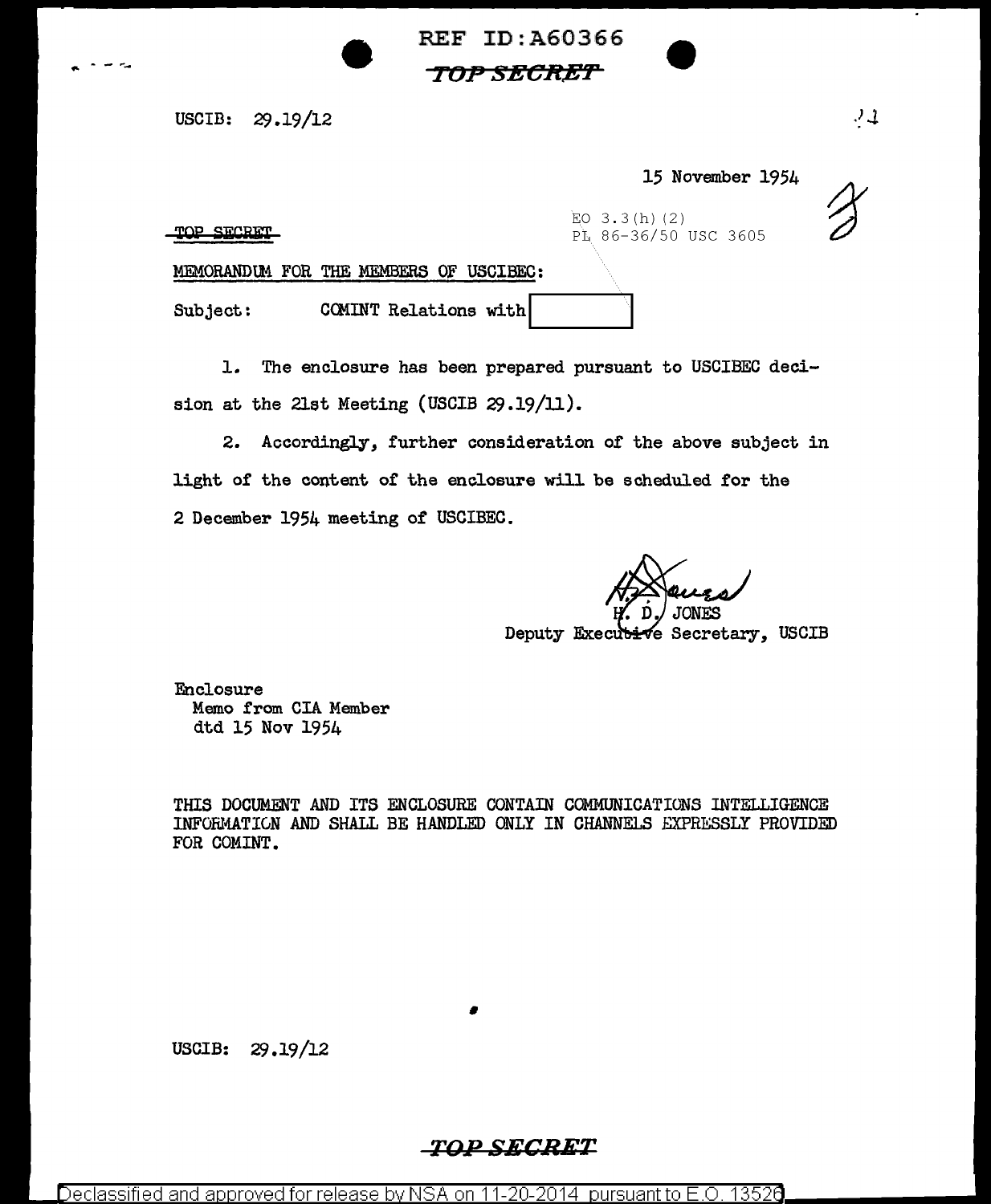REF ID:A60366

~~TOP SECRET~~

USCIB: 29.19/12

15 November 1954

~~TOP SECRET~~

EO 3.3(h)(2)
PL 86-36/50 USC 3605

MEMORANDUM FOR THE MEMBERS OF USCIBEC:

Subject: COMINT Relations with [REDACTED]

1. The enclosure has been prepared pursuant to USCIBEC decision at the 21st Meeting (USCIB 29.19/11).

2. Accordingly, further consideration of the above subject in light of the content of the enclosure will be scheduled for the 2 December 1954 meeting of USCIBEC.

H. D. JONES
Deputy Executive Secretary, USCIB

Enclosure
Memo from CIA Member
dtd 15 Nov 1954

THIS DOCUMENT AND ITS ENCLOSURE CONTAIN COMMUNICATIONS INTELLIGENCE INFORMATION AND SHALL BE HANDLED ONLY IN CHANNELS EXPRESSLY PROVIDED FOR COMINT.

USCIB: 29.19/12

~~TOP SECRET~~

Declassified and approved for release by NSA on 11-20-2014 pursuant to E.O. 13526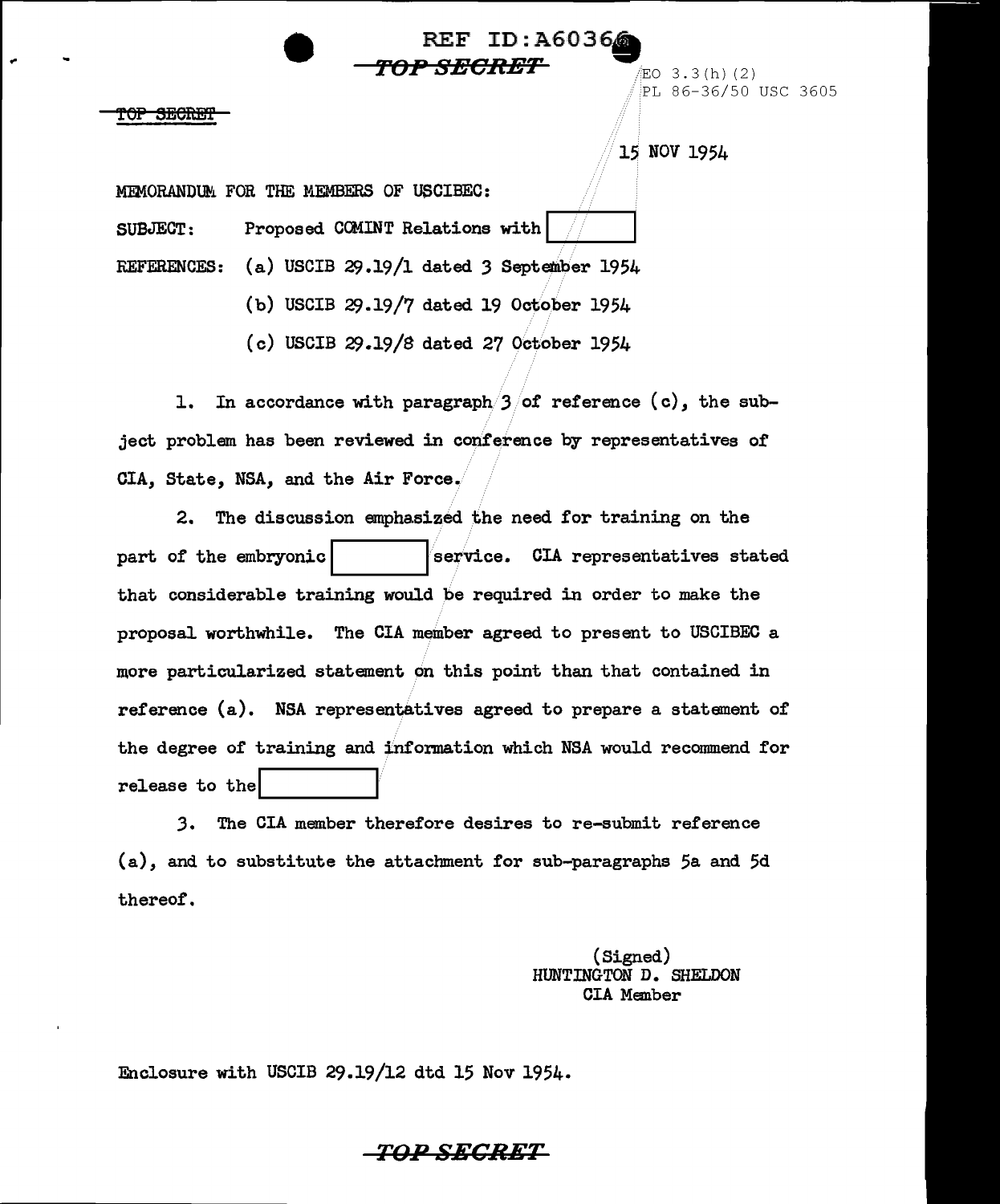TOP SECRET

EO 3.3(h)(2)
PL 86-36/50 USC 3605

15 NOV 1954

MEMORANDUM FOR THE MEMBERS OF USCIBEC:

SUBJECT: Proposed COMINT Relations with [ ]

REFERENCES: (a) USCIB 29.19/1 dated 3 September 1954

(b) USCIB 29.19/7 dated 19 October 1954

(c) USCIB 29.19/8 dated 27 October 1954

1. In accordance with paragraph 3 of reference (c), the subject problem has been reviewed in conference by representatives of CIA, State, NSA, and the Air Force.

2. The discussion emphasized the need for training on the part of the embryonic [ ] service. CIA representatives stated that considerable training would be required in order to make the proposal worthwhile. The CIA member agreed to present to USCIBEC a more particularized statement on this point than that contained in reference (a). NSA representatives agreed to prepare a statement of the degree of training and information which NSA would recommend for release to the [ ]

3. The CIA member therefore desires to re-submit reference (a), and to substitute the attachment for sub-paragraphs 5a and 5d thereof.

(Signed)
HUNTINGTON D. SHELDON
CIA Member

Enclosure with USCIB 29.19/12 dtd 15 Nov 1954.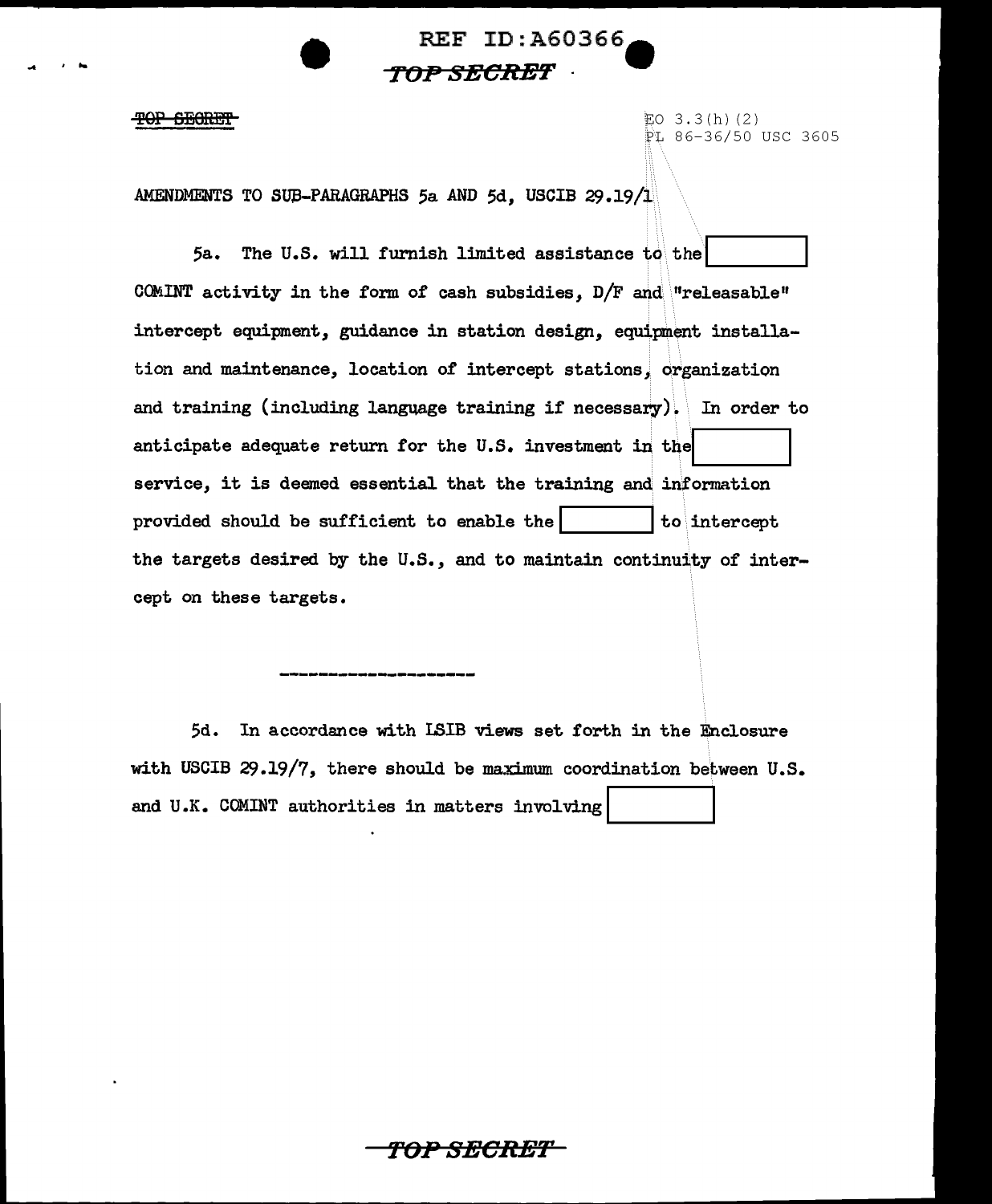TOP SECRET

EO 3.3(h)(2)
PL 86-36/50 USC 3605

AMENDMENTS TO SUB-PARAGRAPHS 5a AND 5d, USCIB 29.19/1

5a. The U.S. will furnish limited assistance to the [REDACTED] COMINT activity in the form of cash subsidies, D/F and "releasable" intercept equipment, guidance in station design, equipment installation and maintenance, location of intercept stations, organization and training (including language training if necessary). In order to anticipate adequate return for the U.S. investment in the [REDACTED] service, it is deemed essential that the training and information provided should be sufficient to enable the [REDACTED] to intercept the targets desired by the U.S., and to maintain continuity of intercept on these targets.

------------------

5d. In accordance with LSIB views set forth in the Enclosure with USCIB 29.19/7, there should be maximum coordination between U.S. and U.K. COMINT authorities in matters involving [REDACTED]

TOP SECRET